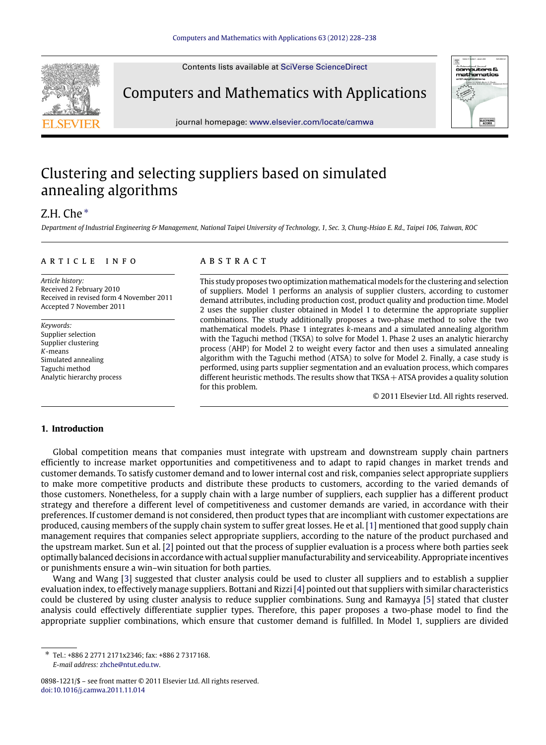# Clustering and selecting suppliers based on simulated annealing algorithms

Z.H. Che *

*Department of Industrial Engineering & Management, National Taipei University of Technology, 1, Sec. 3, Chung-Hsiao E. Rd., Taipei 106, Taiwan, ROC*

## ARTICLE INFO

*Article history:*
Received 2 February 2010
Received in revised form 4 November 2011
Accepted 7 November 2011

*Keywords:*
Supplier selection
Supplier clustering
*K*-means
Simulated annealing
Taguchi method
Analytic hierarchy process

## ABSTRACT

This study proposes two optimization mathematical models for the clustering and selection of suppliers. Model 1 performs an analysis of supplier clusters, according to customer demand attributes, including production cost, product quality and production time. Model 2 uses the supplier cluster obtained in Model 1 to determine the appropriate supplier combinations. The study additionally proposes a two-phase method to solve the two mathematical models. Phase 1 integrates *k*-means and a simulated annealing algorithm with the Taguchi method (TKSA) to solve for Model 1. Phase 2 uses an analytic hierarchy process (AHP) for Model 2 to weight every factor and then uses a simulated annealing algorithm with the Taguchi method (ATSA) to solve for Model 2. Finally, a case study is performed, using parts supplier segmentation and an evaluation process, which compares different heuristic methods. The results show that TKSA + ATSA provides a quality solution for this problem.

© 2011 Elsevier Ltd. All rights reserved.

## 1. Introduction

Global competition means that companies must integrate with upstream and downstream supply chain partners efficiently to increase market opportunities and competitiveness and to adapt to rapid changes in market trends and customer demands. To satisfy customer demand and to lower internal cost and risk, companies select appropriate suppliers to make more competitive products and distribute these products to customers, according to the varied demands of those customers. Nonetheless, for a supply chain with a large number of suppliers, each supplier has a different product strategy and therefore a different level of competitiveness and customer demands are varied, in accordance with their preferences. If customer demand is not considered, then product types that are incompliant with customer expectations are produced, causing members of the supply chain system to suffer great losses. He et al. [1] mentioned that good supply chain management requires that companies select appropriate suppliers, according to the nature of the product purchased and the upstream market. Sun et al. [2] pointed out that the process of supplier evaluation is a process where both parties seek optimally balanced decisions in accordance with actual supplier manufacturability and serviceability. Appropriate incentives or punishments ensure a win–win situation for both parties.

Wang and Wang [3] suggested that cluster analysis could be used to cluster all suppliers and to establish a supplier evaluation index, to effectively manage suppliers. Bottani and Rizzi [4] pointed out that suppliers with similar characteristics could be clustered by using cluster analysis to reduce supplier combinations. Sung and Ramayya [5] stated that cluster analysis could effectively differentiate supplier types. Therefore, this paper proposes a two-phase model to find the appropriate supplier combinations, which ensure that customer demand is fulfilled. In Model 1, suppliers are divided

* Tel.: +886 2 2771 2171x2346; fax: +886 2 7317168.
*E-mail address:* zhche@ntut.edu.tw.

0898-1221/$ – see front matter © 2011 Elsevier Ltd. All rights reserved.
doi:10.1016/j.camwa.2011.11.014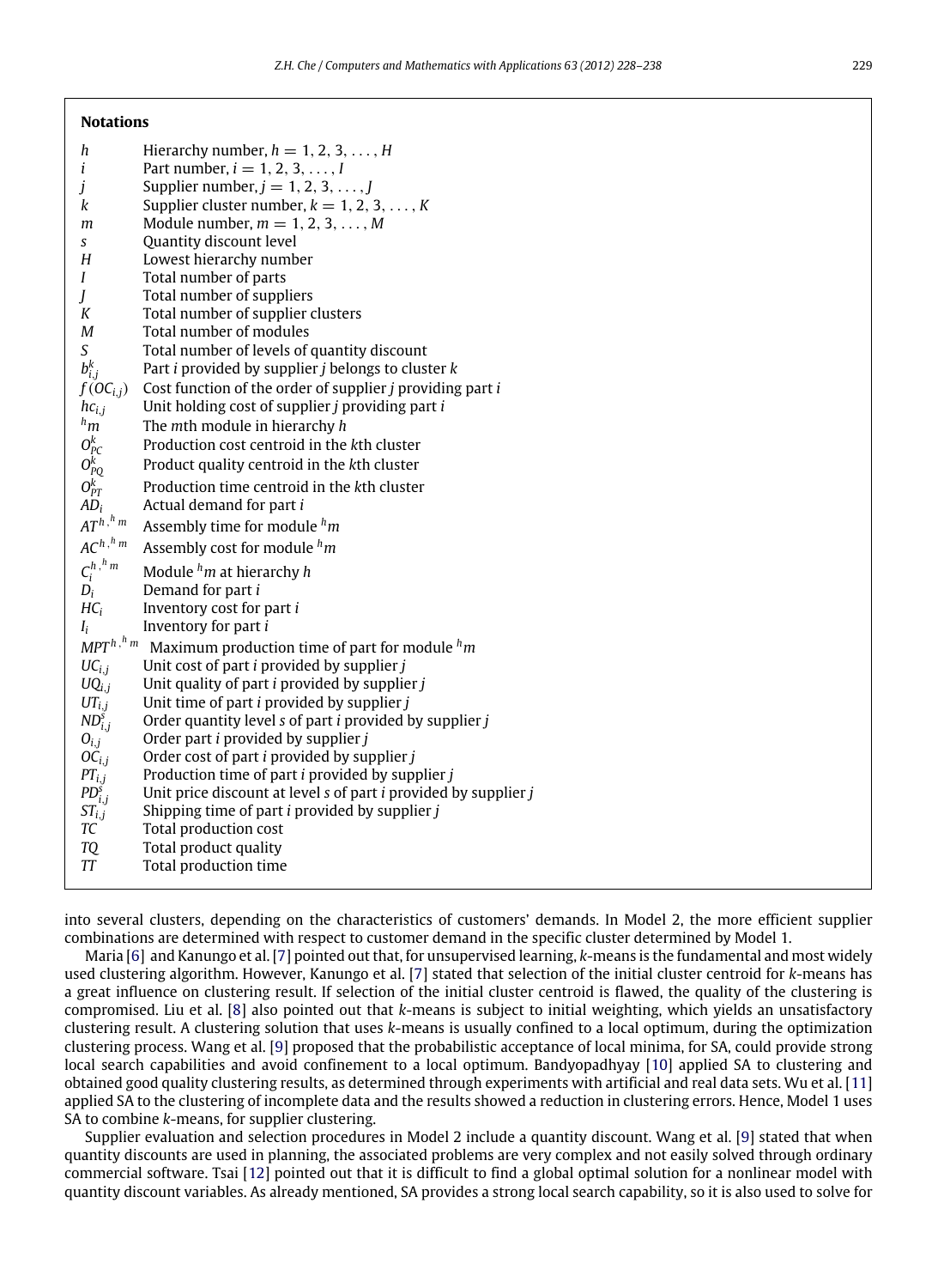**Notations**

| | |
|---|---|
| $h$ | Hierarchy number, $h = 1, 2, 3, \ldots, H$ |
| $i$ | Part number, $i = 1, 2, 3, \ldots, I$ |
| $j$ | Supplier number, $j = 1, 2, 3, \ldots, J$ |
| $k$ | Supplier cluster number, $k = 1, 2, 3, \ldots, K$ |
| $m$ | Module number, $m = 1, 2, 3, \ldots, M$ |
| $s$ | Quantity discount level |
| $H$ | Lowest hierarchy number |
| $I$ | Total number of parts |
| $J$ | Total number of suppliers |
| $K$ | Total number of supplier clusters |
| $M$ | Total number of modules |
| $S$ | Total number of levels of quantity discount |
| $b_{i,j}^{k}$ | Part $i$ provided by supplier $j$ belongs to cluster $k$ |
| $f(OC_{i,j})$ | Cost function of the order of supplier $j$ providing part $i$ |
| $hc_{i,j}$ | Unit holding cost of supplier $j$ providing part $i$ |
| ${}^{h}m$ | The $m$th module in hierarchy $h$ |
| $O_{PC}^{k}$ | Production cost centroid in the $k$th cluster |
| $O_{PQ}^{k}$ | Product quality centroid in the $k$th cluster |
| $O_{PT}^{k}$ | Production time centroid in the $k$th cluster |
| $AD_i$ | Actual demand for part $i$ |
| $AT^{h,{}^{h}m}$ | Assembly time for module ${}^{h}m$ |
| $AC^{h,{}^{h}m}$ | Assembly cost for module ${}^{h}m$ |
| $C_i^{h,{}^{h}m}$ | Module ${}^{h}m$ at hierarchy $h$ |
| $D_i$ | Demand for part $i$ |
| $HC_i$ | Inventory cost for part $i$ |
| $I_i$ | Inventory for part $i$ |
| $MPT^{h,{}^{h}m}$ | Maximum production time of part for module ${}^{h}m$ |
| $UC_{i,j}$ | Unit cost of part $i$ provided by supplier $j$ |
| $UQ_{i,j}$ | Unit quality of part $i$ provided by supplier $j$ |
| $UT_{i,j}$ | Unit time of part $i$ provided by supplier $j$ |
| $ND_{i,j}^{s}$ | Order quantity level $s$ of part $i$ provided by supplier $j$ |
| $O_{i,j}$ | Order part $i$ provided by supplier $j$ |
| $OC_{i,j}$ | Order cost of part $i$ provided by supplier $j$ |
| $PT_{i,j}$ | Production time of part $i$ provided by supplier $j$ |
| $PD_{i,j}^{s}$ | Unit price discount at level $s$ of part $i$ provided by supplier $j$ |
| $ST_{i,j}$ | Shipping time of part $i$ provided by supplier $j$ |
| $TC$ | Total production cost |
| $TQ$ | Total product quality |
| $TT$ | Total production time |

into several clusters, depending on the characteristics of customers' demands. In Model 2, the more efficient supplier combinations are determined with respect to customer demand in the specific cluster determined by Model 1.

Maria [6] and Kanungo et al. [7] pointed out that, for unsupervised learning, $k$-means is the fundamental and most widely used clustering algorithm. However, Kanungo et al. [7] stated that selection of the initial cluster centroid for $k$-means has a great influence on clustering result. If selection of the initial cluster centroid is flawed, the quality of the clustering is compromised. Liu et al. [8] also pointed out that $k$-means is subject to initial weighting, which yields an unsatisfactory clustering result. A clustering solution that uses $k$-means is usually confined to a local optimum, during the optimization clustering process. Wang et al. [9] proposed that the probabilistic acceptance of local minima, for SA, could provide strong local search capabilities and avoid confinement to a local optimum. Bandyopadhyay [10] applied SA to clustering and obtained good quality clustering results, as determined through experiments with artificial and real data sets. Wu et al. [11] applied SA to the clustering of incomplete data and the results showed a reduction in clustering errors. Hence, Model 1 uses SA to combine $k$-means, for supplier clustering.

Supplier evaluation and selection procedures in Model 2 include a quantity discount. Wang et al. [9] stated that when quantity discounts are used in planning, the associated problems are very complex and not easily solved through ordinary commercial software. Tsai [12] pointed out that it is difficult to find a global optimal solution for a nonlinear model with quantity discount variables. As already mentioned, SA provides a strong local search capability, so it is also used to solve for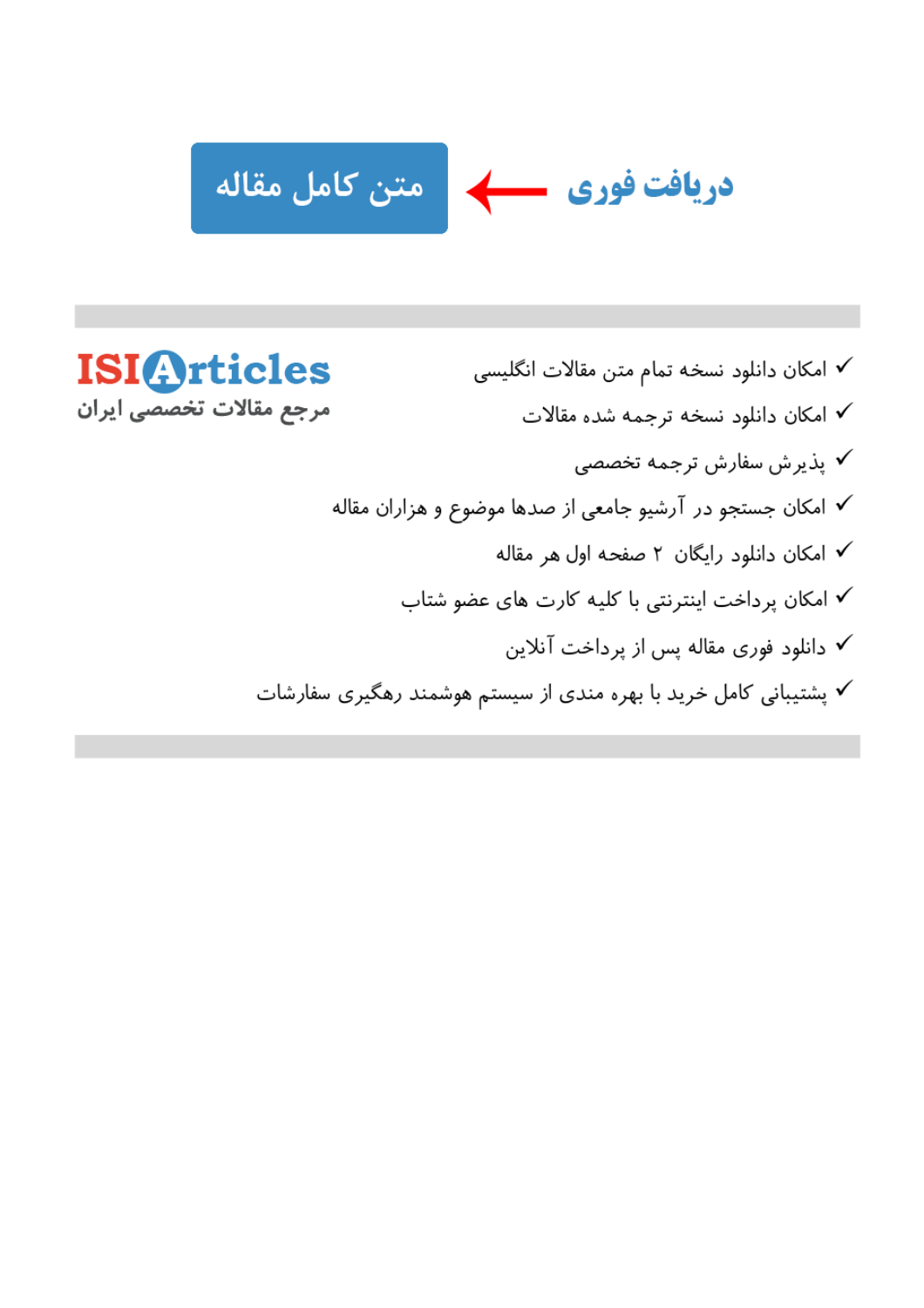دریافت فوری ← **متن کامل مقاله**

**ISIArticles**
مرجع مقالات تخصصی ایران

- ✓ امکان دانلود نسخه تمام متن مقالات انگلیسی
- ✓ امکان دانلود نسخه ترجمه شده مقالات
- ✓ پذیرش سفارش ترجمه تخصصی
- ✓ امکان جستجو در آرشیو جامعی از صدها موضوع و هزاران مقاله
- ✓ امکان دانلود رایگان ۲ صفحه اول هر مقاله
- ✓ امکان پرداخت اینترنتی با کلیه کارت های عضو شتاب
- ✓ دانلود فوری مقاله پس از پرداخت آنلاین
- ✓ پشتیبانی کامل خرید با بهره مندی از سیستم هوشمند رهگیری سفارشات